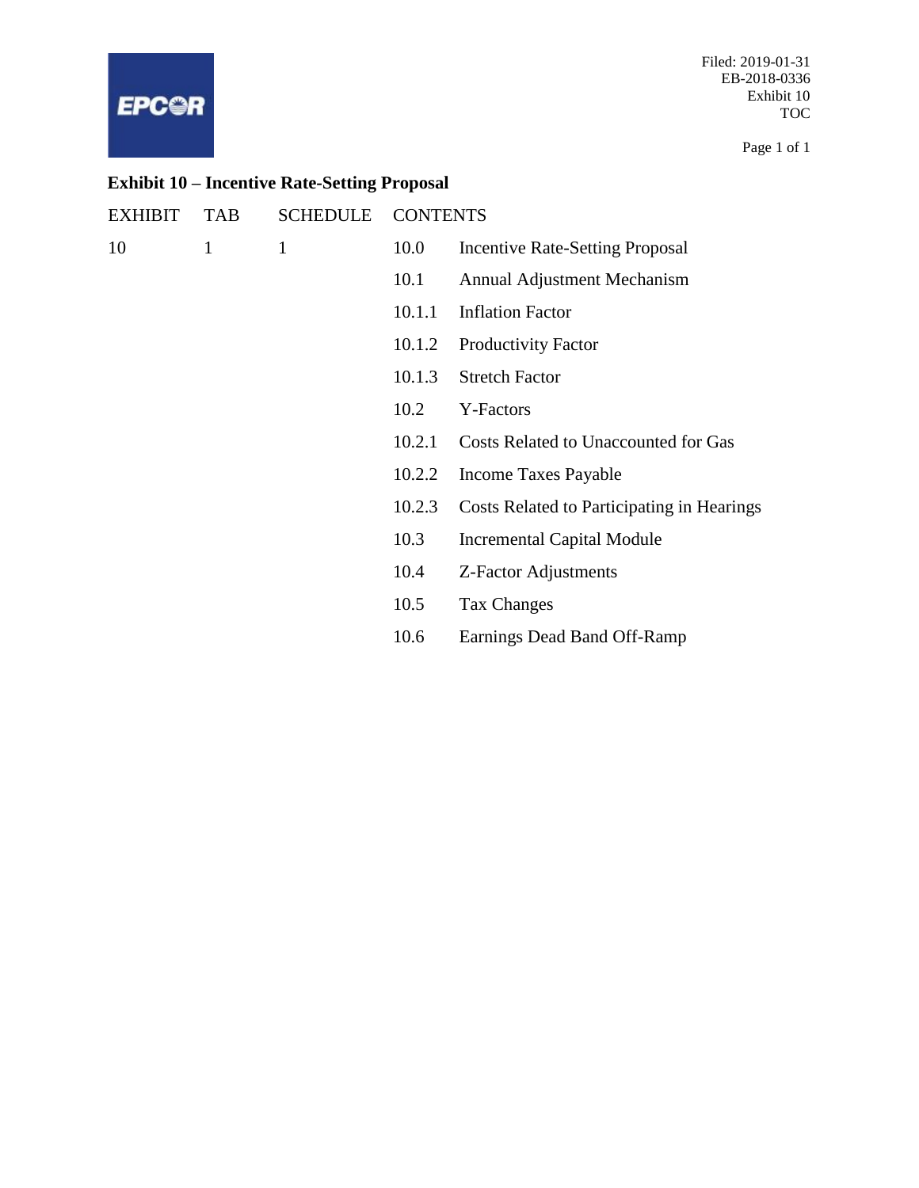Filed: 2019-01-31
EB-2018-0336
Exhibit 10
TOC

## Exhibit 10 – Incentive Rate-Setting Proposal

| EXHIBIT | TAB | SCHEDULE | CONTENTS | |
|---|---|---|---|---|
| 10 | 1 | 1 | 10.0 | Incentive Rate-Setting Proposal |
| | | | 10.1 | Annual Adjustment Mechanism |
| | | | 10.1.1 | Inflation Factor |
| | | | 10.1.2 | Productivity Factor |
| | | | 10.1.3 | Stretch Factor |
| | | | 10.2 | Y-Factors |
| | | | 10.2.1 | Costs Related to Unaccounted for Gas |
| | | | 10.2.2 | Income Taxes Payable |
| | | | 10.2.3 | Costs Related to Participating in Hearings |
| | | | 10.3 | Incremental Capital Module |
| | | | 10.4 | Z-Factor Adjustments |
| | | | 10.5 | Tax Changes |
| | | | 10.6 | Earnings Dead Band Off-Ramp |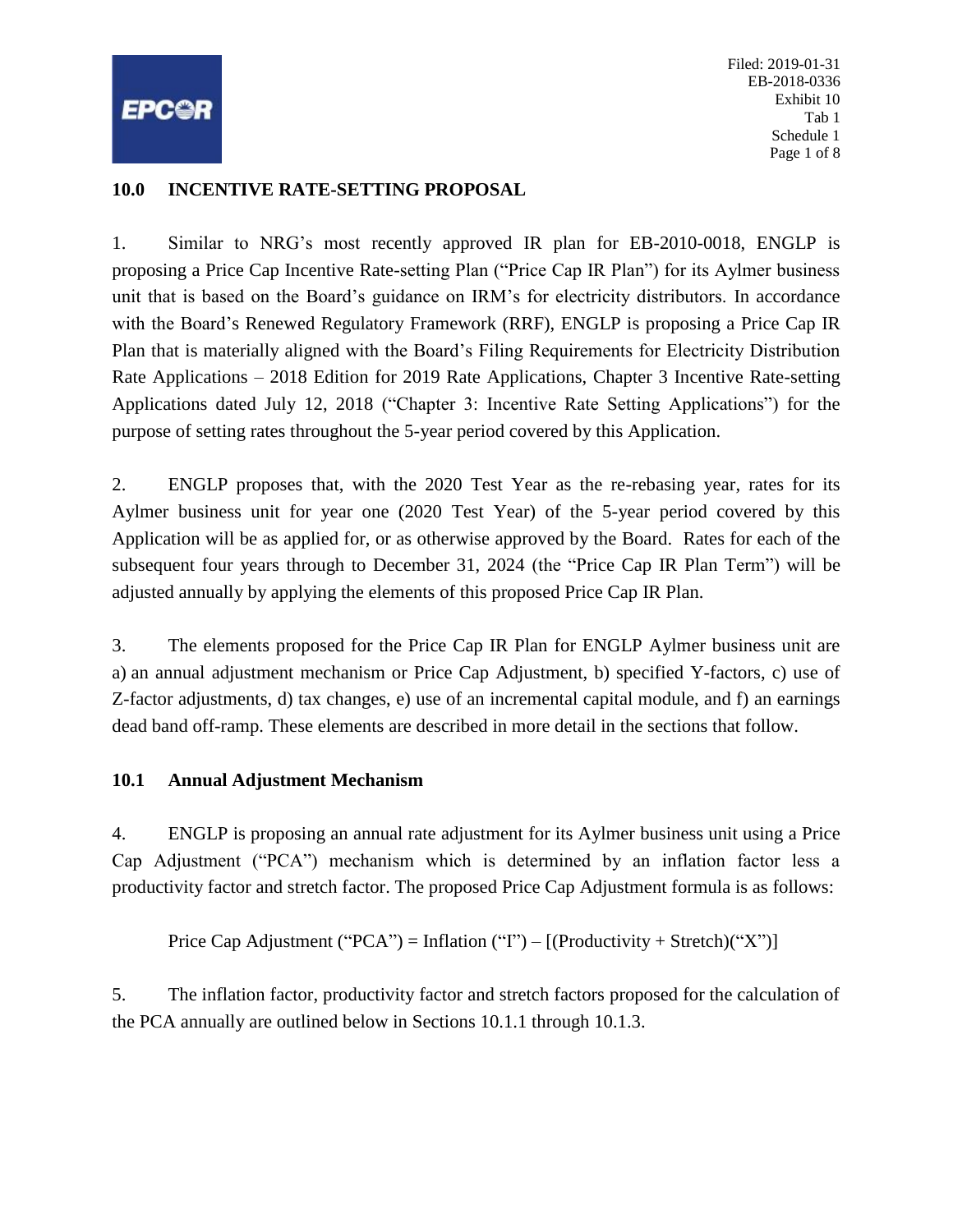## 10.0 INCENTIVE RATE-SETTING PROPOSAL

1. Similar to NRG's most recently approved IR plan for EB-2010-0018, ENGLP is proposing a Price Cap Incentive Rate-setting Plan ("Price Cap IR Plan") for its Aylmer business unit that is based on the Board's guidance on IRM's for electricity distributors. In accordance with the Board's Renewed Regulatory Framework (RRF), ENGLP is proposing a Price Cap IR Plan that is materially aligned with the Board's Filing Requirements for Electricity Distribution Rate Applications – 2018 Edition for 2019 Rate Applications, Chapter 3 Incentive Rate-setting Applications dated July 12, 2018 ("Chapter 3: Incentive Rate Setting Applications") for the purpose of setting rates throughout the 5-year period covered by this Application.

2. ENGLP proposes that, with the 2020 Test Year as the re-rebasing year, rates for its Aylmer business unit for year one (2020 Test Year) of the 5-year period covered by this Application will be as applied for, or as otherwise approved by the Board. Rates for each of the subsequent four years through to December 31, 2024 (the "Price Cap IR Plan Term") will be adjusted annually by applying the elements of this proposed Price Cap IR Plan.

3. The elements proposed for the Price Cap IR Plan for ENGLP Aylmer business unit are a) an annual adjustment mechanism or Price Cap Adjustment, b) specified Y-factors, c) use of Z-factor adjustments, d) tax changes, e) use of an incremental capital module, and f) an earnings dead band off-ramp. These elements are described in more detail in the sections that follow.

### 10.1 Annual Adjustment Mechanism

4. ENGLP is proposing an annual rate adjustment for its Aylmer business unit using a Price Cap Adjustment ("PCA") mechanism which is determined by an inflation factor less a productivity factor and stretch factor. The proposed Price Cap Adjustment formula is as follows:

Price Cap Adjustment ("PCA") = Inflation ("I") – [(Productivity + Stretch)("X")]

5. The inflation factor, productivity factor and stretch factors proposed for the calculation of the PCA annually are outlined below in Sections 10.1.1 through 10.1.3.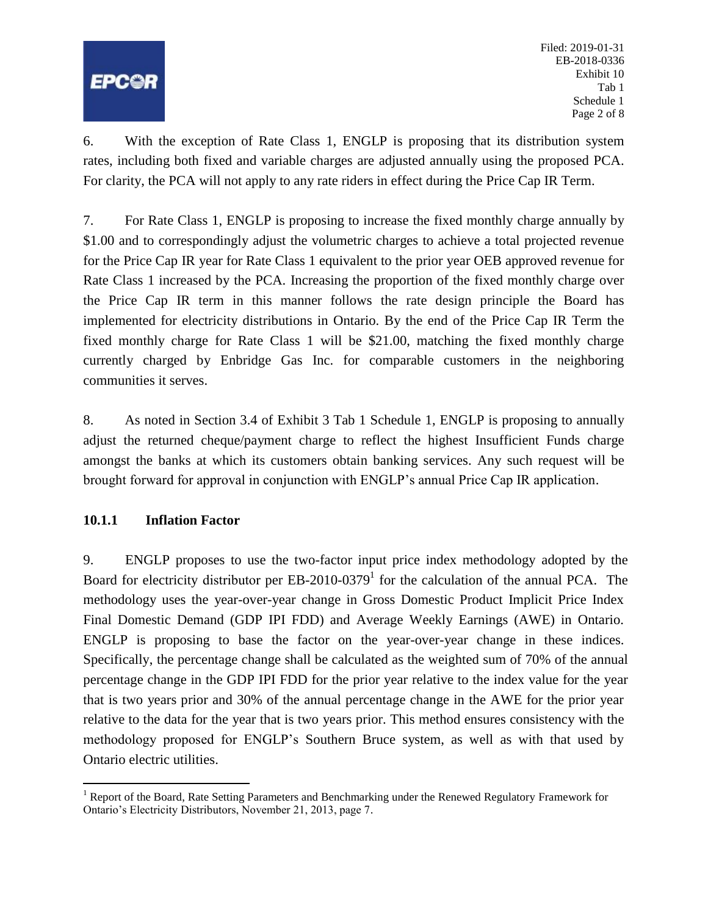6. With the exception of Rate Class 1, ENGLP is proposing that its distribution system rates, including both fixed and variable charges are adjusted annually using the proposed PCA. For clarity, the PCA will not apply to any rate riders in effect during the Price Cap IR Term.

7. For Rate Class 1, ENGLP is proposing to increase the fixed monthly charge annually by $1.00 and to correspondingly adjust the volumetric charges to achieve a total projected revenue for the Price Cap IR year for Rate Class 1 equivalent to the prior year OEB approved revenue for Rate Class 1 increased by the PCA. Increasing the proportion of the fixed monthly charge over the Price Cap IR term in this manner follows the rate design principle the Board has implemented for electricity distributions in Ontario. By the end of the Price Cap IR Term the fixed monthly charge for Rate Class 1 will be $21.00, matching the fixed monthly charge currently charged by Enbridge Gas Inc. for comparable customers in the neighboring communities it serves.

8. As noted in Section 3.4 of Exhibit 3 Tab 1 Schedule 1, ENGLP is proposing to annually adjust the returned cheque/payment charge to reflect the highest Insufficient Funds charge amongst the banks at which its customers obtain banking services. Any such request will be brought forward for approval in conjunction with ENGLP's annual Price Cap IR application.

### 10.1.1 Inflation Factor

9. ENGLP proposes to use the two-factor input price index methodology adopted by the Board for electricity distributor per EB-2010-0379[1] for the calculation of the annual PCA. The methodology uses the year-over-year change in Gross Domestic Product Implicit Price Index Final Domestic Demand (GDP IPI FDD) and Average Weekly Earnings (AWE) in Ontario. ENGLP is proposing to base the factor on the year-over-year change in these indices. Specifically, the percentage change shall be calculated as the weighted sum of 70% of the annual percentage change in the GDP IPI FDD for the prior year relative to the index value for the year that is two years prior and 30% of the annual percentage change in the AWE for the prior year relative to the data for the year that is two years prior. This method ensures consistency with the methodology proposed for ENGLP's Southern Bruce system, as well as with that used by Ontario electric utilities.

[1] Report of the Board, Rate Setting Parameters and Benchmarking under the Renewed Regulatory Framework for Ontario's Electricity Distributors, November 21, 2013, page 7.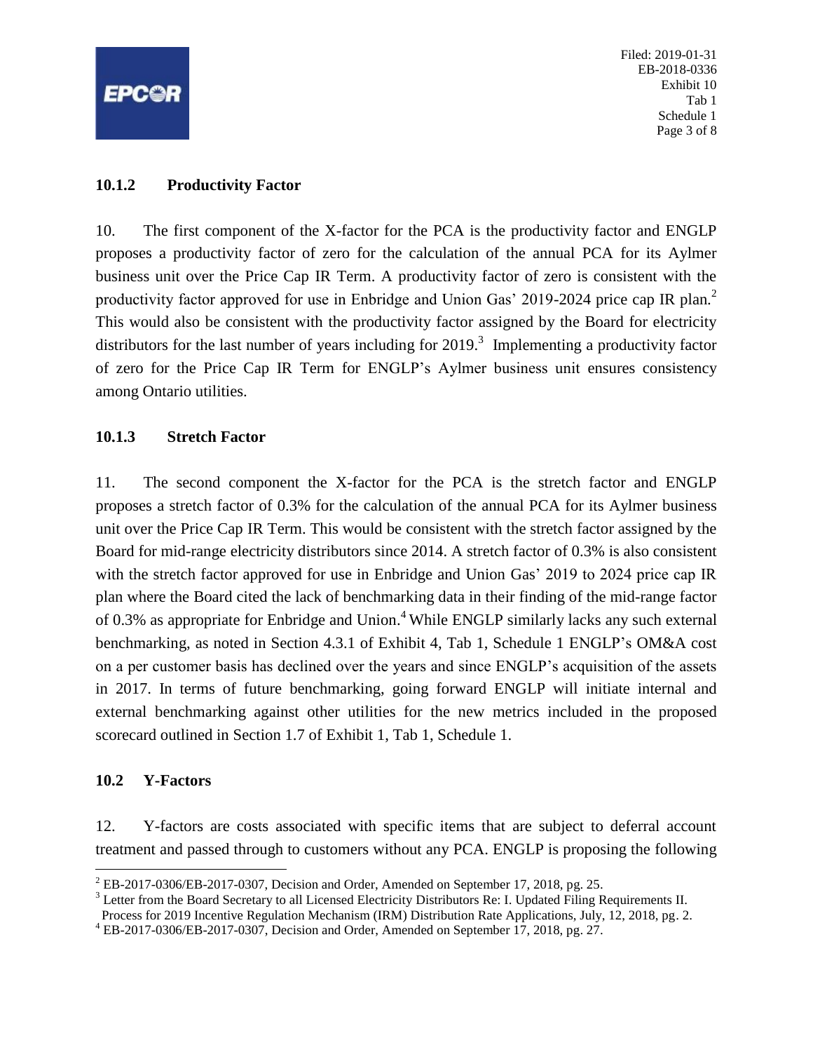### 10.1.2 Productivity Factor

10. The first component of the X-factor for the PCA is the productivity factor and ENGLP proposes a productivity factor of zero for the calculation of the annual PCA for its Aylmer business unit over the Price Cap IR Term. A productivity factor of zero is consistent with the productivity factor approved for use in Enbridge and Union Gas' 2019-2024 price cap IR plan.[2] This would also be consistent with the productivity factor assigned by the Board for electricity distributors for the last number of years including for 2019.[3] Implementing a productivity factor of zero for the Price Cap IR Term for ENGLP's Aylmer business unit ensures consistency among Ontario utilities.

### 10.1.3 Stretch Factor

11. The second component the X-factor for the PCA is the stretch factor and ENGLP proposes a stretch factor of 0.3% for the calculation of the annual PCA for its Aylmer business unit over the Price Cap IR Term. This would be consistent with the stretch factor assigned by the Board for mid-range electricity distributors since 2014. A stretch factor of 0.3% is also consistent with the stretch factor approved for use in Enbridge and Union Gas' 2019 to 2024 price cap IR plan where the Board cited the lack of benchmarking data in their finding of the mid-range factor of 0.3% as appropriate for Enbridge and Union.[4] While ENGLP similarly lacks any such external benchmarking, as noted in Section 4.3.1 of Exhibit 4, Tab 1, Schedule 1 ENGLP's OM&A cost on a per customer basis has declined over the years and since ENGLP's acquisition of the assets in 2017. In terms of future benchmarking, going forward ENGLP will initiate internal and external benchmarking against other utilities for the new metrics included in the proposed scorecard outlined in Section 1.7 of Exhibit 1, Tab 1, Schedule 1.

## 10.2 Y-Factors

12. Y-factors are costs associated with specific items that are subject to deferral account treatment and passed through to customers without any PCA. ENGLP is proposing the following

---

[2] EB-2017-0306/EB-2017-0307, Decision and Order, Amended on September 17, 2018, pg. 25.

[3] Letter from the Board Secretary to all Licensed Electricity Distributors Re: I. Updated Filing Requirements II. Process for 2019 Incentive Regulation Mechanism (IRM) Distribution Rate Applications, July, 12, 2018, pg. 2.

[4] EB-2017-0306/EB-2017-0307, Decision and Order, Amended on September 17, 2018, pg. 27.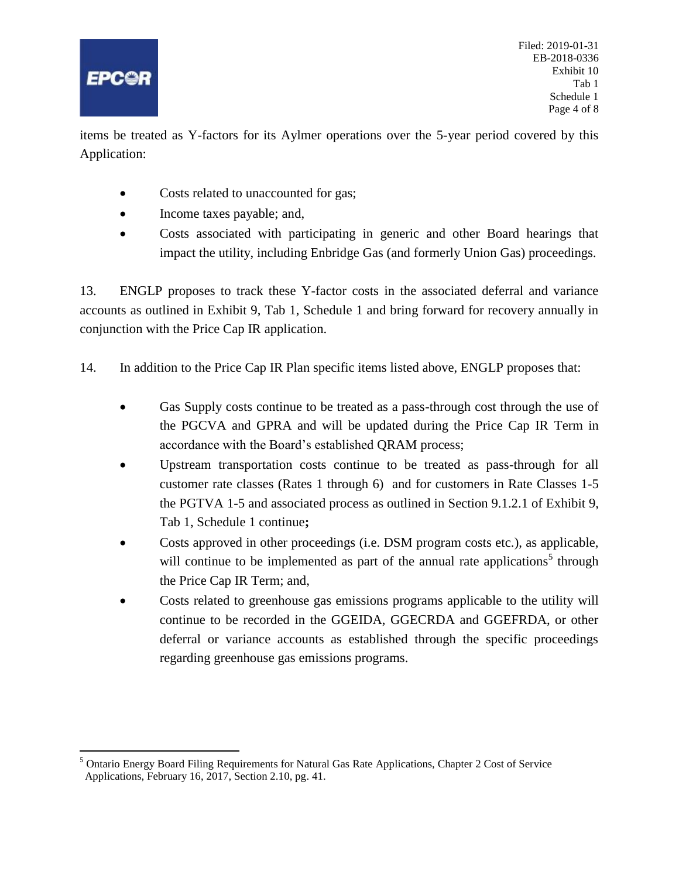items be treated as Y-factors for its Aylmer operations over the 5-year period covered by this Application:

- Costs related to unaccounted for gas;
- Income taxes payable; and,
- Costs associated with participating in generic and other Board hearings that impact the utility, including Enbridge Gas (and formerly Union Gas) proceedings.

13. ENGLP proposes to track these Y-factor costs in the associated deferral and variance accounts as outlined in Exhibit 9, Tab 1, Schedule 1 and bring forward for recovery annually in conjunction with the Price Cap IR application.

14. In addition to the Price Cap IR Plan specific items listed above, ENGLP proposes that:

- Gas Supply costs continue to be treated as a pass-through cost through the use of the PGCVA and GPRA and will be updated during the Price Cap IR Term in accordance with the Board's established QRAM process;
- Upstream transportation costs continue to be treated as pass-through for all customer rate classes (Rates 1 through 6) and for customers in Rate Classes 1-5 the PGTVA 1-5 and associated process as outlined in Section 9.1.2.1 of Exhibit 9, Tab 1, Schedule 1 continue**;**
- Costs approved in other proceedings (i.e. DSM program costs etc.), as applicable, will continue to be implemented as part of the annual rate applications[5] through the Price Cap IR Term; and,
- Costs related to greenhouse gas emissions programs applicable to the utility will continue to be recorded in the GGEIDA, GGECRDA and GGEFRDA, or other deferral or variance accounts as established through the specific proceedings regarding greenhouse gas emissions programs.

[5] Ontario Energy Board Filing Requirements for Natural Gas Rate Applications, Chapter 2 Cost of Service Applications, February 16, 2017, Section 2.10, pg. 41.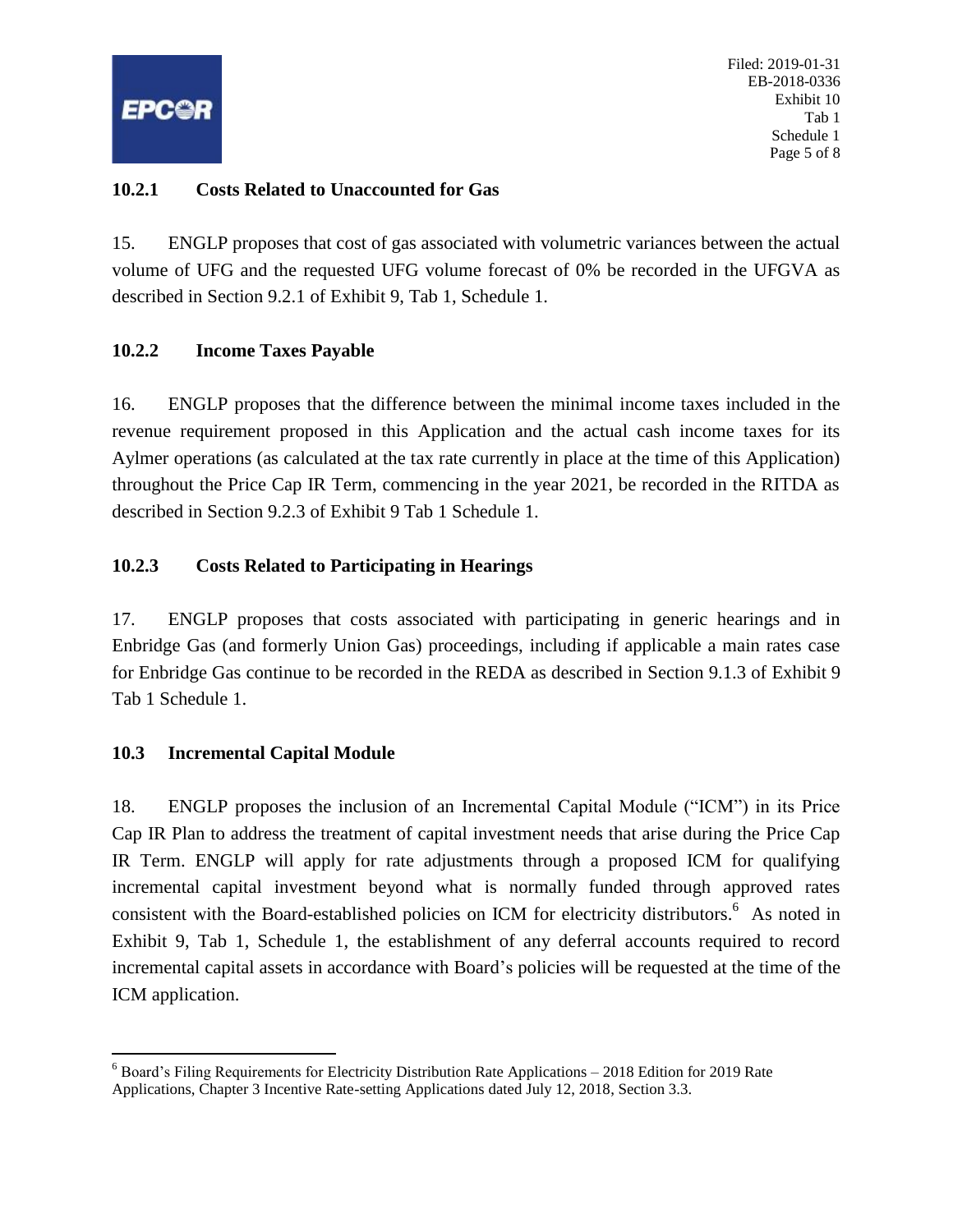### 10.2.1 Costs Related to Unaccounted for Gas

15. ENGLP proposes that cost of gas associated with volumetric variances between the actual volume of UFG and the requested UFG volume forecast of 0% be recorded in the UFGVA as described in Section 9.2.1 of Exhibit 9, Tab 1, Schedule 1.

### 10.2.2 Income Taxes Payable

16. ENGLP proposes that the difference between the minimal income taxes included in the revenue requirement proposed in this Application and the actual cash income taxes for its Aylmer operations (as calculated at the tax rate currently in place at the time of this Application) throughout the Price Cap IR Term, commencing in the year 2021, be recorded in the RITDA as described in Section 9.2.3 of Exhibit 9 Tab 1 Schedule 1.

### 10.2.3 Costs Related to Participating in Hearings

17. ENGLP proposes that costs associated with participating in generic hearings and in Enbridge Gas (and formerly Union Gas) proceedings, including if applicable a main rates case for Enbridge Gas continue to be recorded in the REDA as described in Section 9.1.3 of Exhibit 9 Tab 1 Schedule 1.

## 10.3 Incremental Capital Module

18. ENGLP proposes the inclusion of an Incremental Capital Module ("ICM") in its Price Cap IR Plan to address the treatment of capital investment needs that arise during the Price Cap IR Term. ENGLP will apply for rate adjustments through a proposed ICM for qualifying incremental capital investment beyond what is normally funded through approved rates consistent with the Board-established policies on ICM for electricity distributors.[6] As noted in Exhibit 9, Tab 1, Schedule 1, the establishment of any deferral accounts required to record incremental capital assets in accordance with Board's policies will be requested at the time of the ICM application.

[6] Board's Filing Requirements for Electricity Distribution Rate Applications – 2018 Edition for 2019 Rate Applications, Chapter 3 Incentive Rate-setting Applications dated July 12, 2018, Section 3.3.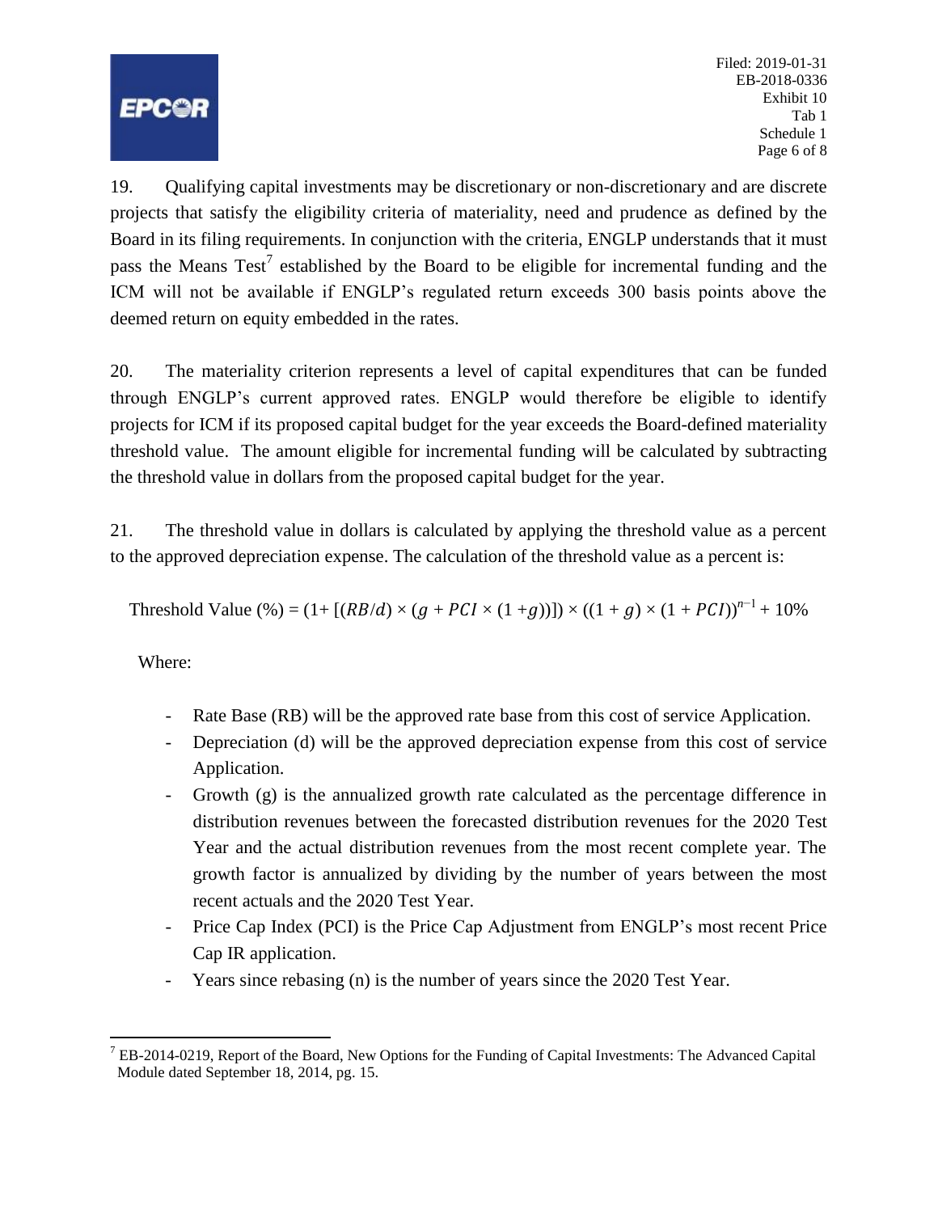19. Qualifying capital investments may be discretionary or non-discretionary and are discrete projects that satisfy the eligibility criteria of materiality, need and prudence as defined by the Board in its filing requirements. In conjunction with the criteria, ENGLP understands that it must pass the Means Test[7] established by the Board to be eligible for incremental funding and the ICM will not be available if ENGLP's regulated return exceeds 300 basis points above the deemed return on equity embedded in the rates.

20. The materiality criterion represents a level of capital expenditures that can be funded through ENGLP's current approved rates. ENGLP would therefore be eligible to identify projects for ICM if its proposed capital budget for the year exceeds the Board-defined materiality threshold value. The amount eligible for incremental funding will be calculated by subtracting the threshold value in dollars from the proposed capital budget for the year.

21. The threshold value in dollars is calculated by applying the threshold value as a percent to the approved depreciation expense. The calculation of the threshold value as a percent is:

$$\text{Threshold Value (\%)} = (1 + [(RB/d) \times (g + PCI \times (1 + g))]) \times ((1 + g) \times (1 + PCI))^{n-1} + 10\%$$

Where:

- Rate Base (RB) will be the approved rate base from this cost of service Application.
- Depreciation (d) will be the approved depreciation expense from this cost of service Application.
- Growth (g) is the annualized growth rate calculated as the percentage difference in distribution revenues between the forecasted distribution revenues for the 2020 Test Year and the actual distribution revenues from the most recent complete year. The growth factor is annualized by dividing by the number of years between the most recent actuals and the 2020 Test Year.
- Price Cap Index (PCI) is the Price Cap Adjustment from ENGLP's most recent Price Cap IR application.
- Years since rebasing (n) is the number of years since the 2020 Test Year.

[7] EB-2014-0219, Report of the Board, New Options for the Funding of Capital Investments: The Advanced Capital Module dated September 18, 2014, pg. 15.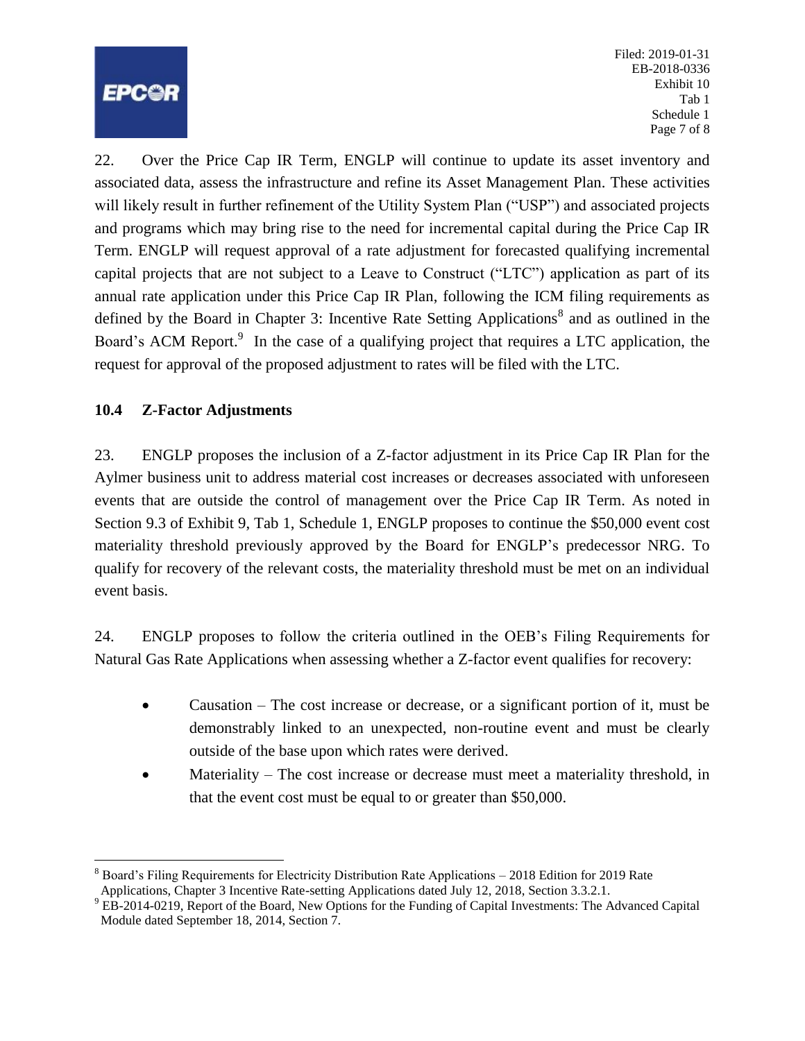22. Over the Price Cap IR Term, ENGLP will continue to update its asset inventory and associated data, assess the infrastructure and refine its Asset Management Plan. These activities will likely result in further refinement of the Utility System Plan ("USP") and associated projects and programs which may bring rise to the need for incremental capital during the Price Cap IR Term. ENGLP will request approval of a rate adjustment for forecasted qualifying incremental capital projects that are not subject to a Leave to Construct ("LTC") application as part of its annual rate application under this Price Cap IR Plan, following the ICM filing requirements as defined by the Board in Chapter 3: Incentive Rate Setting Applications[8] and as outlined in the Board's ACM Report.[9] In the case of a qualifying project that requires a LTC application, the request for approval of the proposed adjustment to rates will be filed with the LTC.

## 10.4 Z-Factor Adjustments

23. ENGLP proposes the inclusion of a Z-factor adjustment in its Price Cap IR Plan for the Aylmer business unit to address material cost increases or decreases associated with unforeseen events that are outside the control of management over the Price Cap IR Term. As noted in Section 9.3 of Exhibit 9, Tab 1, Schedule 1, ENGLP proposes to continue the $50,000 event cost materiality threshold previously approved by the Board for ENGLP's predecessor NRG. To qualify for recovery of the relevant costs, the materiality threshold must be met on an individual event basis.

24. ENGLP proposes to follow the criteria outlined in the OEB's Filing Requirements for Natural Gas Rate Applications when assessing whether a Z-factor event qualifies for recovery:

- Causation – The cost increase or decrease, or a significant portion of it, must be demonstrably linked to an unexpected, non-routine event and must be clearly outside of the base upon which rates were derived.
- Materiality – The cost increase or decrease must meet a materiality threshold, in that the event cost must be equal to or greater than $50,000.

---

[8] Board's Filing Requirements for Electricity Distribution Rate Applications – 2018 Edition for 2019 Rate Applications, Chapter 3 Incentive Rate-setting Applications dated July 12, 2018, Section 3.3.2.1.

[9] EB-2014-0219, Report of the Board, New Options for the Funding of Capital Investments: The Advanced Capital Module dated September 18, 2014, Section 7.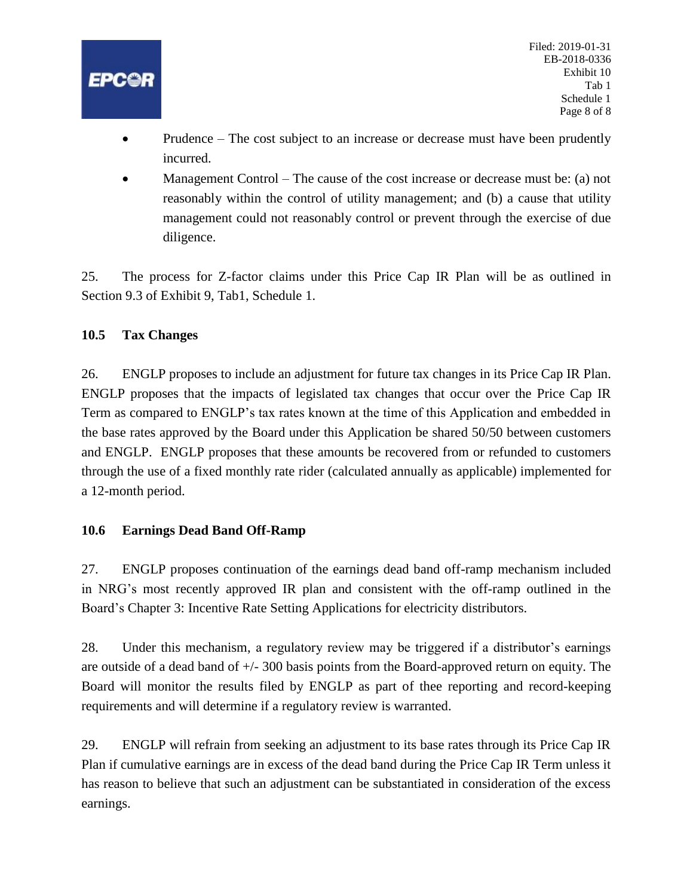- Prudence – The cost subject to an increase or decrease must have been prudently incurred.
- Management Control – The cause of the cost increase or decrease must be: (a) not reasonably within the control of utility management; and (b) a cause that utility management could not reasonably control or prevent through the exercise of due diligence.

25. The process for Z-factor claims under this Price Cap IR Plan will be as outlined in Section 9.3 of Exhibit 9, Tab1, Schedule 1.

## 10.5 Tax Changes

26. ENGLP proposes to include an adjustment for future tax changes in its Price Cap IR Plan. ENGLP proposes that the impacts of legislated tax changes that occur over the Price Cap IR Term as compared to ENGLP's tax rates known at the time of this Application and embedded in the base rates approved by the Board under this Application be shared 50/50 between customers and ENGLP. ENGLP proposes that these amounts be recovered from or refunded to customers through the use of a fixed monthly rate rider (calculated annually as applicable) implemented for a 12-month period.

## 10.6 Earnings Dead Band Off-Ramp

27. ENGLP proposes continuation of the earnings dead band off-ramp mechanism included in NRG's most recently approved IR plan and consistent with the off-ramp outlined in the Board's Chapter 3: Incentive Rate Setting Applications for electricity distributors.

28. Under this mechanism, a regulatory review may be triggered if a distributor's earnings are outside of a dead band of +/- 300 basis points from the Board-approved return on equity. The Board will monitor the results filed by ENGLP as part of thee reporting and record-keeping requirements and will determine if a regulatory review is warranted.

29. ENGLP will refrain from seeking an adjustment to its base rates through its Price Cap IR Plan if cumulative earnings are in excess of the dead band during the Price Cap IR Term unless it has reason to believe that such an adjustment can be substantiated in consideration of the excess earnings.